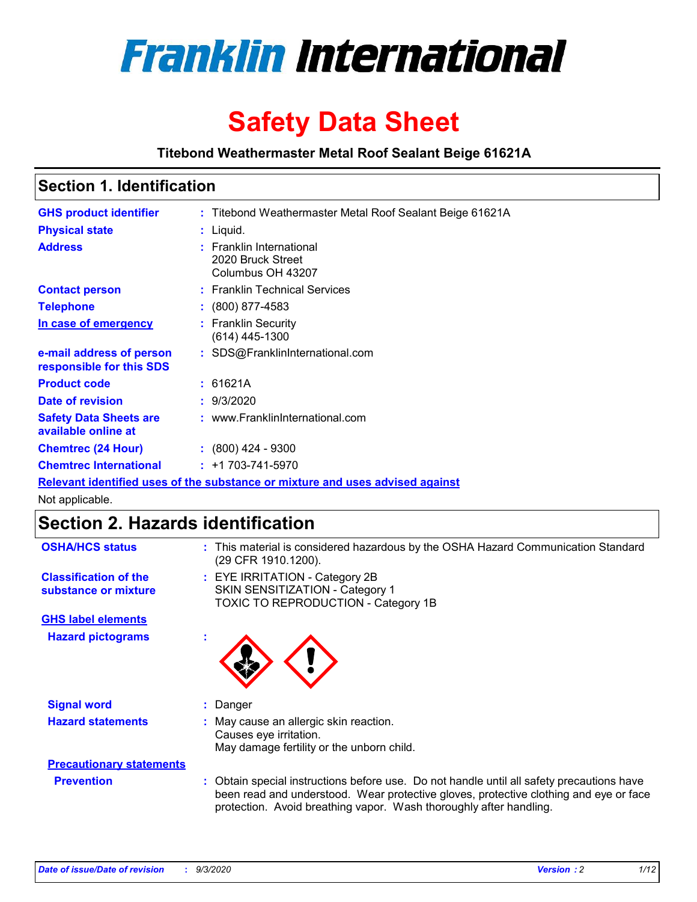# Franklin International

# Safety Data Sheet

**Titebond Weathermaster Metal Roof Sealant Beige 61621A**

## Section 1. Identification

| | |
|---|---|
| **GHS product identifier** | : Titebond Weathermaster Metal Roof Sealant Beige 61621A |
| **Physical state** | : Liquid. |
| **Address** | : Franklin International<br>2020 Bruck Street<br>Columbus OH 43207 |
| **Contact person** | : Franklin Technical Services |
| **Telephone** | : (800) 877-4583 |
| **In case of emergency** | : Franklin Security<br>(614) 445-1300 |
| **e-mail address of person responsible for this SDS** | : SDS@FranklinInternational.com |
| **Product code** | : 61621A |
| **Date of revision** | : 9/3/2020 |
| **Safety Data Sheets are available online at** | : www.FranklinInternational.com |
| **Chemtrec (24 Hour)** | : (800) 424 - 9300 |
| **Chemtrec International** | : +1 703-741-5970 |

**Relevant identified uses of the substance or mixture and uses advised against**

Not applicable.

## Section 2. Hazards identification

| | |
|---|---|
| **OSHA/HCS status** | : This material is considered hazardous by the OSHA Hazard Communication Standard (29 CFR 1910.1200). |
| **Classification of the substance or mixture** | : EYE IRRITATION - Category 2B<br>SKIN SENSITIZATION - Category 1<br>TOXIC TO REPRODUCTION - Category 1B |

**GHS label elements**

| | |
|---|---|
| **Hazard pictograms** | : |
| **Signal word** | : Danger |
| **Hazard statements** | : May cause an allergic skin reaction.<br>Causes eye irritation.<br>May damage fertility or the unborn child. |

**Precautionary statements**

| | |
|---|---|
| **Prevention** | : Obtain special instructions before use. Do not handle until all safety precautions have been read and understood. Wear protective gloves, protective clothing and eye or face protection. Avoid breathing vapor. Wash thoroughly after handling. |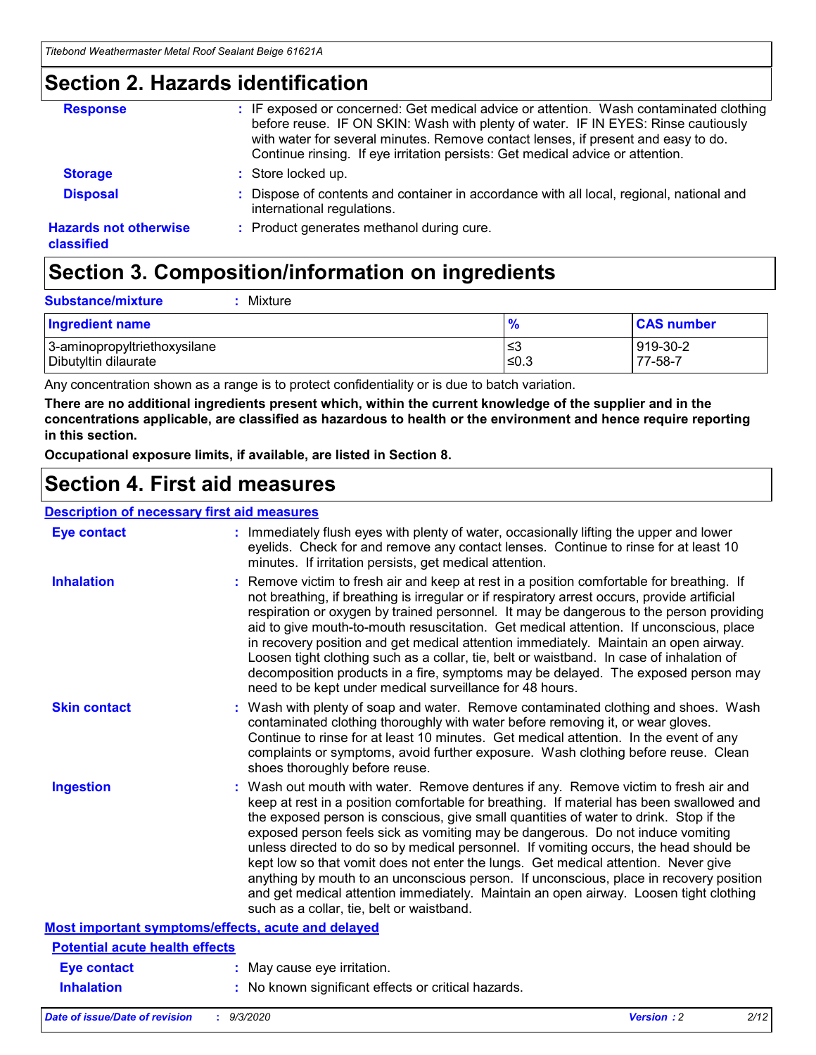## Section 2. Hazards identification

**Response** : IF exposed or concerned: Get medical advice or attention. Wash contaminated clothing before reuse. IF ON SKIN: Wash with plenty of water. IF IN EYES: Rinse cautiously with water for several minutes. Remove contact lenses, if present and easy to do. Continue rinsing. If eye irritation persists: Get medical advice or attention.

**Storage** : Store locked up.

**Disposal** : Dispose of contents and container in accordance with all local, regional, national and international regulations.

**Hazards not otherwise classified** : Product generates methanol during cure.

## Section 3. Composition/information on ingredients

**Substance/mixture** : Mixture

| Ingredient name | % | CAS number |
|---|---|---|
| 3-aminopropyltriethoxysilane | ≤3 | 919-30-2 |
| Dibutyltin dilaurate | ≤0.3 | 77-58-7 |

Any concentration shown as a range is to protect confidentiality or is due to batch variation.

**There are no additional ingredients present which, within the current knowledge of the supplier and in the concentrations applicable, are classified as hazardous to health or the environment and hence require reporting in this section.**

**Occupational exposure limits, if available, are listed in Section 8.**

## Section 4. First aid measures

### Description of necessary first aid measures

**Eye contact** : Immediately flush eyes with plenty of water, occasionally lifting the upper and lower eyelids. Check for and remove any contact lenses. Continue to rinse for at least 10 minutes. If irritation persists, get medical attention.

**Inhalation** : Remove victim to fresh air and keep at rest in a position comfortable for breathing. If not breathing, if breathing is irregular or if respiratory arrest occurs, provide artificial respiration or oxygen by trained personnel. It may be dangerous to the person providing aid to give mouth-to-mouth resuscitation. Get medical attention. If unconscious, place in recovery position and get medical attention immediately. Maintain an open airway. Loosen tight clothing such as a collar, tie, belt or waistband. In case of inhalation of decomposition products in a fire, symptoms may be delayed. The exposed person may need to be kept under medical surveillance for 48 hours.

**Skin contact** : Wash with plenty of soap and water. Remove contaminated clothing and shoes. Wash contaminated clothing thoroughly with water before removing it, or wear gloves. Continue to rinse for at least 10 minutes. Get medical attention. In the event of any complaints or symptoms, avoid further exposure. Wash clothing before reuse. Clean shoes thoroughly before reuse.

**Ingestion** : Wash out mouth with water. Remove dentures if any. Remove victim to fresh air and keep at rest in a position comfortable for breathing. If material has been swallowed and the exposed person is conscious, give small quantities of water to drink. Stop if the exposed person feels sick as vomiting may be dangerous. Do not induce vomiting unless directed to do so by medical personnel. If vomiting occurs, the head should be kept low so that vomit does not enter the lungs. Get medical attention. Never give anything by mouth to an unconscious person. If unconscious, place in recovery position and get medical attention immediately. Maintain an open airway. Loosen tight clothing such as a collar, tie, belt or waistband.

### Most important symptoms/effects, acute and delayed

#### Potential acute health effects

**Eye contact** : May cause eye irritation.

**Inhalation** : No known significant effects or critical hazards.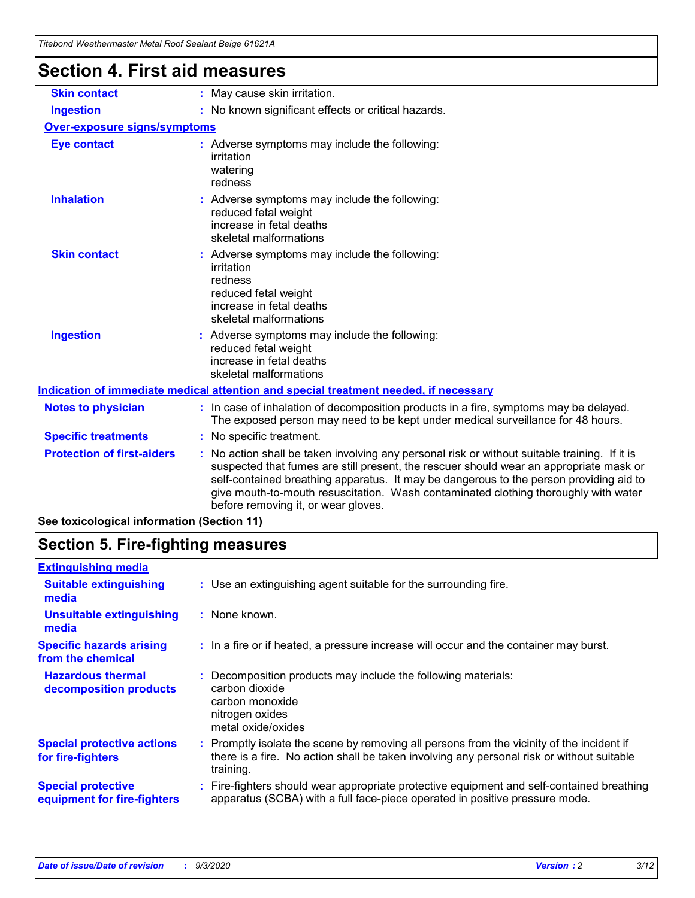# Section 4. First aid measures

| | |
|---|---|
| **Skin contact** | : May cause skin irritation. |
| **Ingestion** | : No known significant effects or critical hazards. |

**Over-exposure signs/symptoms**

| | |
|---|---|
| **Eye contact** | : Adverse symptoms may include the following:<br>irritation<br>watering<br>redness |
| **Inhalation** | : Adverse symptoms may include the following:<br>reduced fetal weight<br>increase in fetal deaths<br>skeletal malformations |
| **Skin contact** | : Adverse symptoms may include the following:<br>irritation<br>redness<br>reduced fetal weight<br>increase in fetal deaths<br>skeletal malformations |
| **Ingestion** | : Adverse symptoms may include the following:<br>reduced fetal weight<br>increase in fetal deaths<br>skeletal malformations |

**Indication of immediate medical attention and special treatment needed, if necessary**

| | |
|---|---|
| **Notes to physician** | : In case of inhalation of decomposition products in a fire, symptoms may be delayed. The exposed person may need to be kept under medical surveillance for 48 hours. |
| **Specific treatments** | : No specific treatment. |
| **Protection of first-aiders** | : No action shall be taken involving any personal risk or without suitable training. If it is suspected that fumes are still present, the rescuer should wear an appropriate mask or self-contained breathing apparatus. It may be dangerous to the person providing aid to give mouth-to-mouth resuscitation. Wash contaminated clothing thoroughly with water before removing it, or wear gloves. |

**See toxicological information (Section 11)**

# Section 5. Fire-fighting measures

**Extinguishing media**

| | |
|---|---|
| **Suitable extinguishing media** | : Use an extinguishing agent suitable for the surrounding fire. |
| **Unsuitable extinguishing media** | : None known. |
| **Specific hazards arising from the chemical** | : In a fire or if heated, a pressure increase will occur and the container may burst. |
| **Hazardous thermal decomposition products** | : Decomposition products may include the following materials:<br>carbon dioxide<br>carbon monoxide<br>nitrogen oxides<br>metal oxide/oxides |
| **Special protective actions for fire-fighters** | : Promptly isolate the scene by removing all persons from the vicinity of the incident if there is a fire. No action shall be taken involving any personal risk or without suitable training. |
| **Special protective equipment for fire-fighters** | : Fire-fighters should wear appropriate protective equipment and self-contained breathing apparatus (SCBA) with a full face-piece operated in positive pressure mode. |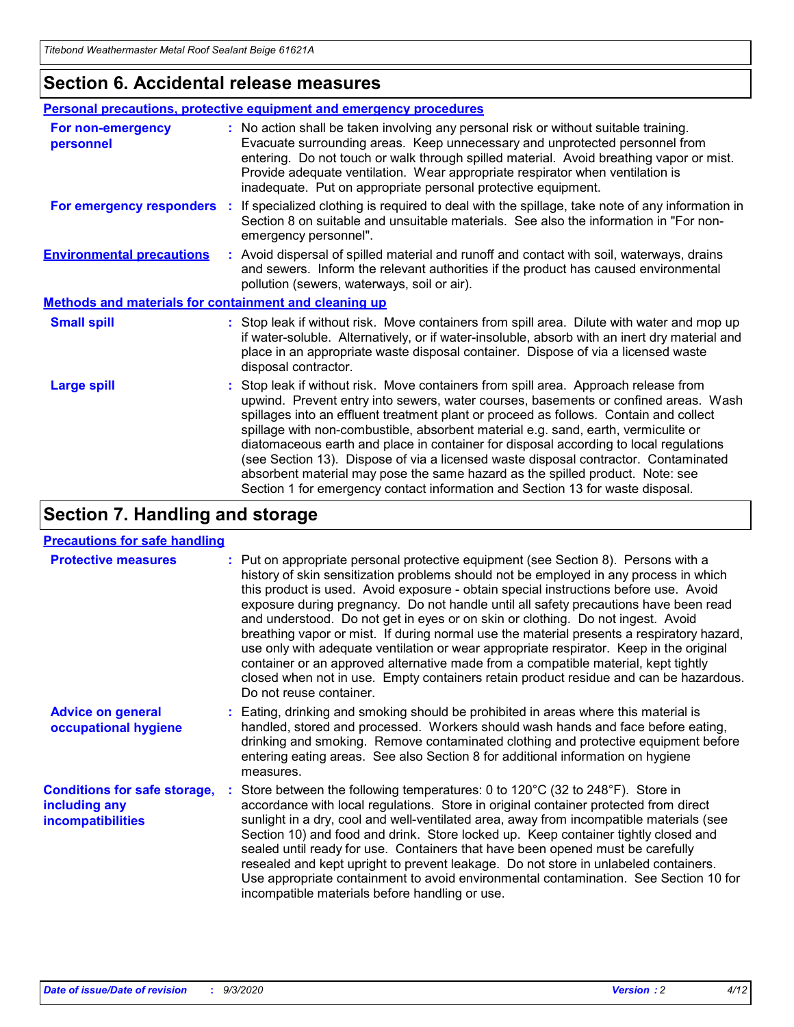## Section 6. Accidental release measures

**Personal precautions, protective equipment and emergency procedures**

**For non-emergency personnel** : No action shall be taken involving any personal risk or without suitable training. Evacuate surrounding areas. Keep unnecessary and unprotected personnel from entering. Do not touch or walk through spilled material. Avoid breathing vapor or mist. Provide adequate ventilation. Wear appropriate respirator when ventilation is inadequate. Put on appropriate personal protective equipment.

**For emergency responders** : If specialized clothing is required to deal with the spillage, take note of any information in Section 8 on suitable and unsuitable materials. See also the information in "For non-emergency personnel".

**Environmental precautions** : Avoid dispersal of spilled material and runoff and contact with soil, waterways, drains and sewers. Inform the relevant authorities if the product has caused environmental pollution (sewers, waterways, soil or air).

**Methods and materials for containment and cleaning up**

**Small spill** : Stop leak if without risk. Move containers from spill area. Dilute with water and mop up if water-soluble. Alternatively, or if water-insoluble, absorb with an inert dry material and place in an appropriate waste disposal container. Dispose of via a licensed waste disposal contractor.

**Large spill** : Stop leak if without risk. Move containers from spill area. Approach release from upwind. Prevent entry into sewers, water courses, basements or confined areas. Wash spillages into an effluent treatment plant or proceed as follows. Contain and collect spillage with non-combustible, absorbent material e.g. sand, earth, vermiculite or diatomaceous earth and place in container for disposal according to local regulations (see Section 13). Dispose of via a licensed waste disposal contractor. Contaminated absorbent material may pose the same hazard as the spilled product. Note: see Section 1 for emergency contact information and Section 13 for waste disposal.

## Section 7. Handling and storage

**Precautions for safe handling**

**Protective measures** : Put on appropriate personal protective equipment (see Section 8). Persons with a history of skin sensitization problems should not be employed in any process in which this product is used. Avoid exposure - obtain special instructions before use. Avoid exposure during pregnancy. Do not handle until all safety precautions have been read and understood. Do not get in eyes or on skin or clothing. Do not ingest. Avoid breathing vapor or mist. If during normal use the material presents a respiratory hazard, use only with adequate ventilation or wear appropriate respirator. Keep in the original container or an approved alternative made from a compatible material, kept tightly closed when not in use. Empty containers retain product residue and can be hazardous. Do not reuse container.

**Advice on general occupational hygiene** : Eating, drinking and smoking should be prohibited in areas where this material is handled, stored and processed. Workers should wash hands and face before eating, drinking and smoking. Remove contaminated clothing and protective equipment before entering eating areas. See also Section 8 for additional information on hygiene measures.

**Conditions for safe storage, including any incompatibilities** : Store between the following temperatures: 0 to 120°C (32 to 248°F). Store in accordance with local regulations. Store in original container protected from direct sunlight in a dry, cool and well-ventilated area, away from incompatible materials (see Section 10) and food and drink. Store locked up. Keep container tightly closed and sealed until ready for use. Containers that have been opened must be carefully resealed and kept upright to prevent leakage. Do not store in unlabeled containers. Use appropriate containment to avoid environmental contamination. See Section 10 for incompatible materials before handling or use.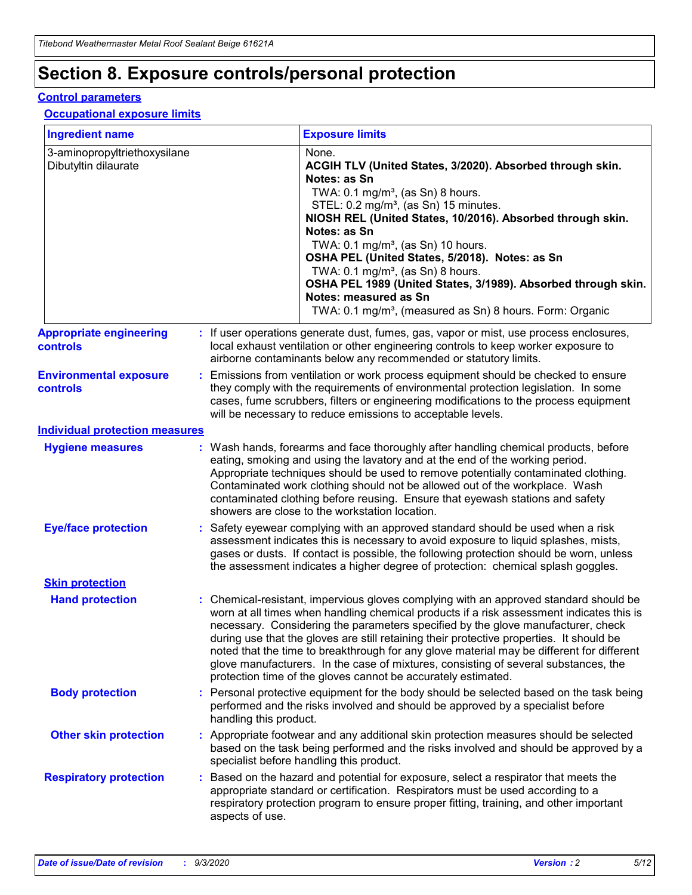# Section 8. Exposure controls/personal protection

## Control parameters

### Occupational exposure limits

| Ingredient name | Exposure limits |
|---|---|
| 3-aminopropyltriethoxysilane | None. |
| Dibutyltin dilaurate | **ACGIH TLV (United States, 3/2020). Absorbed through skin. Notes: as Sn**<br>TWA: 0.1 mg/m³, (as Sn) 8 hours.<br>STEL: 0.2 mg/m³, (as Sn) 15 minutes.<br>**NIOSH REL (United States, 10/2016). Absorbed through skin. Notes: as Sn**<br>TWA: 0.1 mg/m³, (as Sn) 10 hours.<br>**OSHA PEL (United States, 5/2018). Notes: as Sn**<br>TWA: 0.1 mg/m³, (as Sn) 8 hours.<br>**OSHA PEL 1989 (United States, 3/1989). Absorbed through skin. Notes: measured as Sn**<br>TWA: 0.1 mg/m³, (measured as Sn) 8 hours. Form: Organic |

**Appropriate engineering controls** : If user operations generate dust, fumes, gas, vapor or mist, use process enclosures, local exhaust ventilation or other engineering controls to keep worker exposure to airborne contaminants below any recommended or statutory limits.

**Environmental exposure controls** : Emissions from ventilation or work process equipment should be checked to ensure they comply with the requirements of environmental protection legislation. In some cases, fume scrubbers, filters or engineering modifications to the process equipment will be necessary to reduce emissions to acceptable levels.

## Individual protection measures

**Hygiene measures** : Wash hands, forearms and face thoroughly after handling chemical products, before eating, smoking and using the lavatory and at the end of the working period. Appropriate techniques should be used to remove potentially contaminated clothing. Contaminated work clothing should not be allowed out of the workplace. Wash contaminated clothing before reusing. Ensure that eyewash stations and safety showers are close to the workstation location.

**Eye/face protection** : Safety eyewear complying with an approved standard should be used when a risk assessment indicates this is necessary to avoid exposure to liquid splashes, mists, gases or dusts. If contact is possible, the following protection should be worn, unless the assessment indicates a higher degree of protection: chemical splash goggles.

### Skin protection

**Hand protection** : Chemical-resistant, impervious gloves complying with an approved standard should be worn at all times when handling chemical products if a risk assessment indicates this is necessary. Considering the parameters specified by the glove manufacturer, check during use that the gloves are still retaining their protective properties. It should be noted that the time to breakthrough for any glove material may be different for different glove manufacturers. In the case of mixtures, consisting of several substances, the protection time of the gloves cannot be accurately estimated.

**Body protection** : Personal protective equipment for the body should be selected based on the task being performed and the risks involved and should be approved by a specialist before handling this product.

**Other skin protection** : Appropriate footwear and any additional skin protection measures should be selected based on the task being performed and the risks involved and should be approved by a specialist before handling this product.

**Respiratory protection** : Based on the hazard and potential for exposure, select a respirator that meets the appropriate standard or certification. Respirators must be used according to a respiratory protection program to ensure proper fitting, training, and other important aspects of use.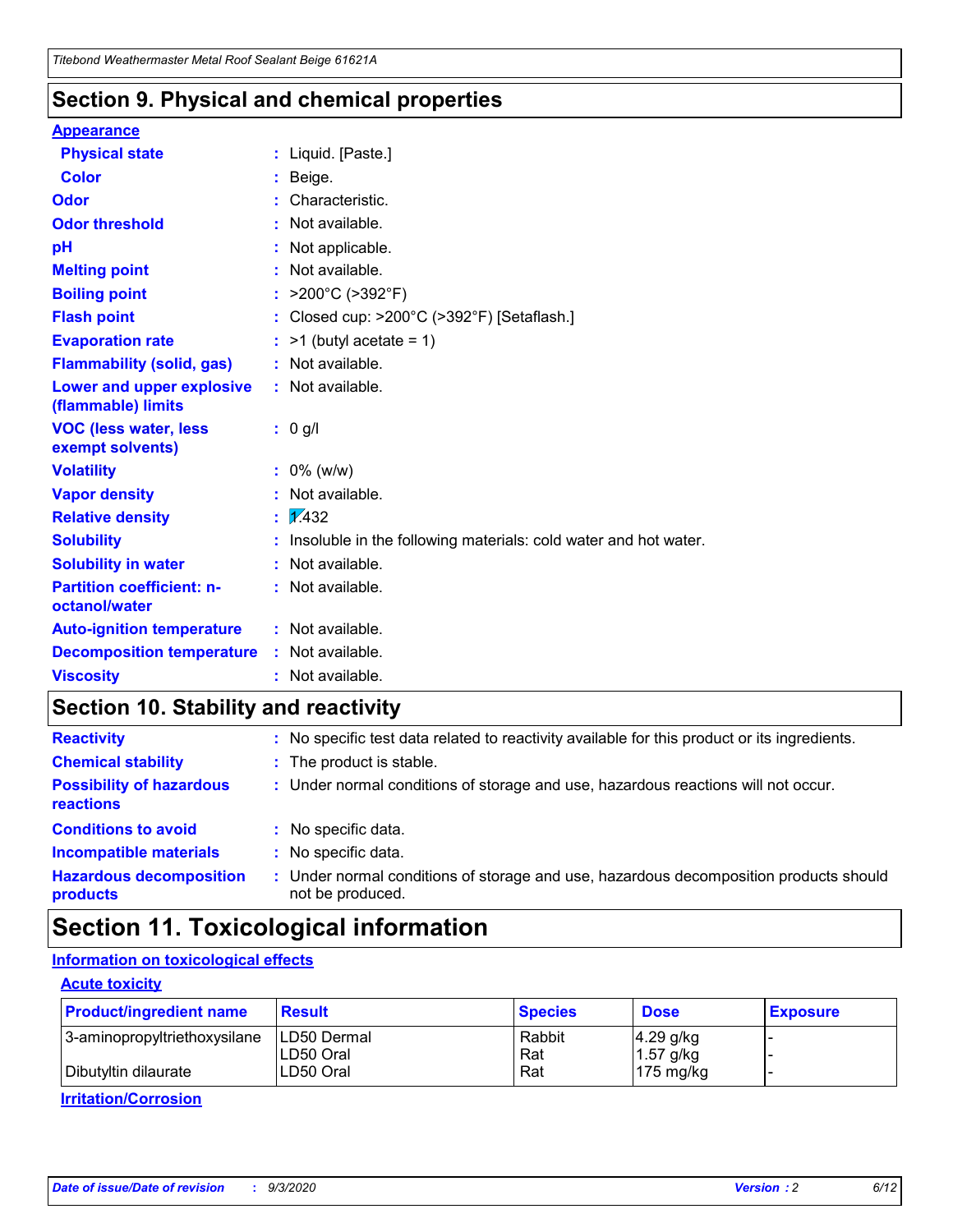## Section 9. Physical and chemical properties

**Appearance**

| | |
|---|---|
| **Physical state** | : Liquid. [Paste.] |
| **Color** | : Beige. |
| **Odor** | : Characteristic. |
| **Odor threshold** | : Not available. |
| **pH** | : Not applicable. |
| **Melting point** | : Not available. |
| **Boiling point** | : >200°C (>392°F) |
| **Flash point** | : Closed cup: >200°C (>392°F) [Setaflash.] |
| **Evaporation rate** | : >1 (butyl acetate = 1) |
| **Flammability (solid, gas)** | : Not available. |
| **Lower and upper explosive (flammable) limits** | : Not available. |
| **VOC (less water, less exempt solvents)** | : 0 g/l |
| **Volatility** | : 0% (w/w) |
| **Vapor density** | : Not available. |
| **Relative density** | : 1.432 |
| **Solubility** | : Insoluble in the following materials: cold water and hot water. |
| **Solubility in water** | : Not available. |
| **Partition coefficient: n-octanol/water** | : Not available. |
| **Auto-ignition temperature** | : Not available. |
| **Decomposition temperature** | : Not available. |
| **Viscosity** | : Not available. |

## Section 10. Stability and reactivity

| | |
|---|---|
| **Reactivity** | : No specific test data related to reactivity available for this product or its ingredients. |
| **Chemical stability** | : The product is stable. |
| **Possibility of hazardous reactions** | : Under normal conditions of storage and use, hazardous reactions will not occur. |
| **Conditions to avoid** | : No specific data. |
| **Incompatible materials** | : No specific data. |
| **Hazardous decomposition products** | : Under normal conditions of storage and use, hazardous decomposition products should not be produced. |

## Section 11. Toxicological information

**Information on toxicological effects**

**Acute toxicity**

| Product/ingredient name | Result | Species | Dose | Exposure |
|---|---|---|---|---|
| 3-aminopropyltriethoxysilane | LD50 Dermal | Rabbit | 4.29 g/kg | - |
| | LD50 Oral | Rat | 1.57 g/kg | - |
| Dibutyltin dilaurate | LD50 Oral | Rat | 175 mg/kg | - |

**Irritation/Corrosion**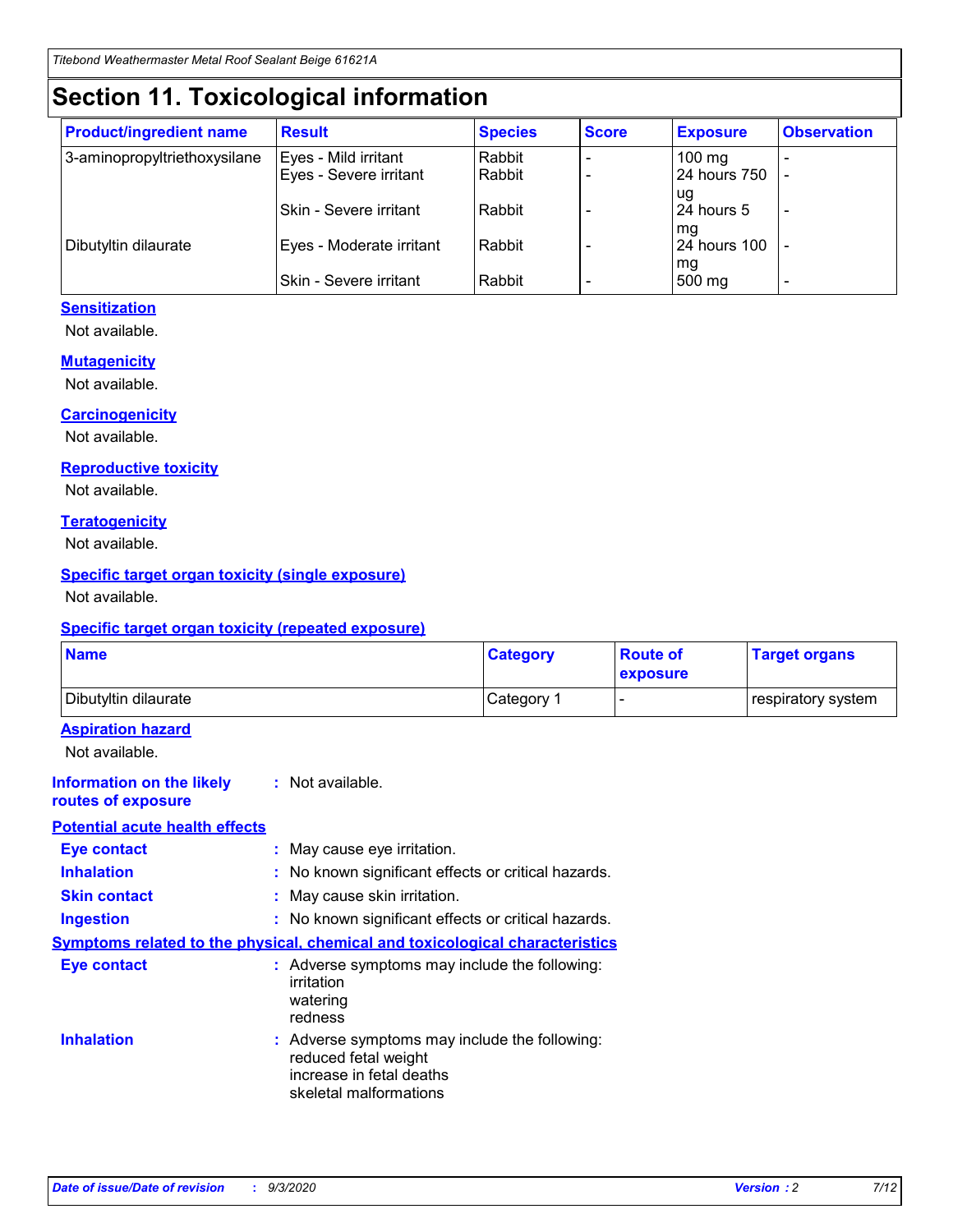# Section 11. Toxicological information

| Product/ingredient name | Result | Species | Score | Exposure | Observation |
|---|---|---|---|---|---|
| 3-aminopropyltriethoxysilane | Eyes - Mild irritant | Rabbit | - | 100 mg | - |
| | Eyes - Severe irritant | Rabbit | - | 24 hours 750 ug | - |
| | Skin - Severe irritant | Rabbit | - | 24 hours 5 mg | - |
| Dibutyltin dilaurate | Eyes - Moderate irritant | Rabbit | - | 24 hours 100 mg | - |
| | Skin - Severe irritant | Rabbit | - | 500 mg | - |

### Sensitization

Not available.

### Mutagenicity

Not available.

### Carcinogenicity

Not available.

### Reproductive toxicity

Not available.

### Teratogenicity

Not available.

### Specific target organ toxicity (single exposure)

Not available.

### Specific target organ toxicity (repeated exposure)

| Name | Category | Route of exposure | Target organs |
|---|---|---|---|
| Dibutyltin dilaurate | Category 1 | - | respiratory system |

### Aspiration hazard

Not available.

**Information on the likely routes of exposure** : Not available.

### Potential acute health effects

**Eye contact** : May cause eye irritation.

**Inhalation** : No known significant effects or critical hazards.

**Skin contact** : May cause skin irritation.

**Ingestion** : No known significant effects or critical hazards.

### Symptoms related to the physical, chemical and toxicological characteristics

**Eye contact** : Adverse symptoms may include the following:
irritation
watering
redness

**Inhalation** : Adverse symptoms may include the following:
reduced fetal weight
increase in fetal deaths
skeletal malformations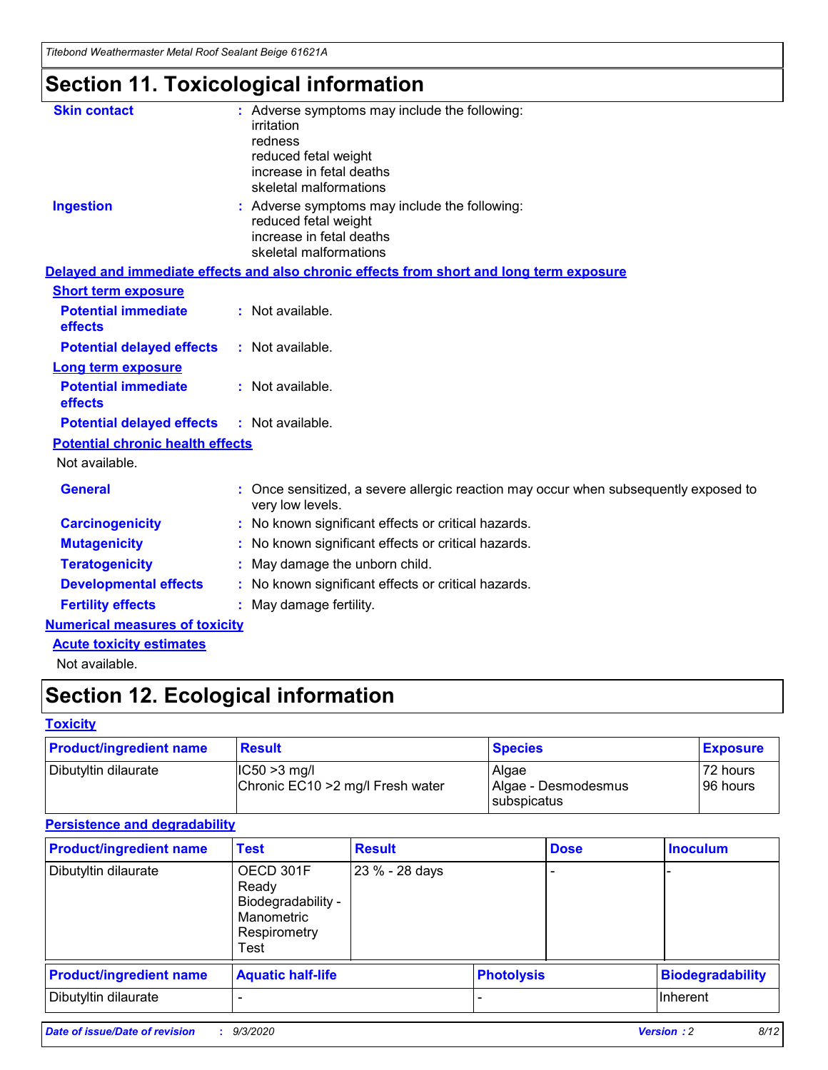# Section 11. Toxicological information

**Skin contact** : Adverse symptoms may include the following:
irritation
redness
reduced fetal weight
increase in fetal deaths
skeletal malformations

**Ingestion** : Adverse symptoms may include the following:
reduced fetal weight
increase in fetal deaths
skeletal malformations

**Delayed and immediate effects and also chronic effects from short and long term exposure**

**Short term exposure**

**Potential immediate effects** : Not available.

**Potential delayed effects** : Not available.

**Long term exposure**

**Potential immediate effects** : Not available.

**Potential delayed effects** : Not available.

**Potential chronic health effects**

Not available.

**General** : Once sensitized, a severe allergic reaction may occur when subsequently exposed to very low levels.

**Carcinogenicity** : No known significant effects or critical hazards.

**Mutagenicity** : No known significant effects or critical hazards.

**Teratogenicity** : May damage the unborn child.

**Developmental effects** : No known significant effects or critical hazards.

**Fertility effects** : May damage fertility.

**Numerical measures of toxicity**

**Acute toxicity estimates**

Not available.

# Section 12. Ecological information

**Toxicity**

| Product/ingredient name | Result | Species | Exposure |
|---|---|---|---|
| Dibutyltin dilaurate | IC50 >3 mg/l<br>Chronic EC10 >2 mg/l Fresh water | Algae<br>Algae - Desmodesmus subspicatus | 72 hours<br>96 hours |

**Persistence and degradability**

| Product/ingredient name | Test | Result | Dose | Inoculum |
|---|---|---|---|---|
| Dibutyltin dilaurate | OECD 301F Ready Biodegradability - Manometric Respirometry Test | 23 % - 28 days | - | - |

| Product/ingredient name | Aquatic half-life | Photolysis | Biodegradability |
|---|---|---|---|
| Dibutyltin dilaurate | - | - | Inherent |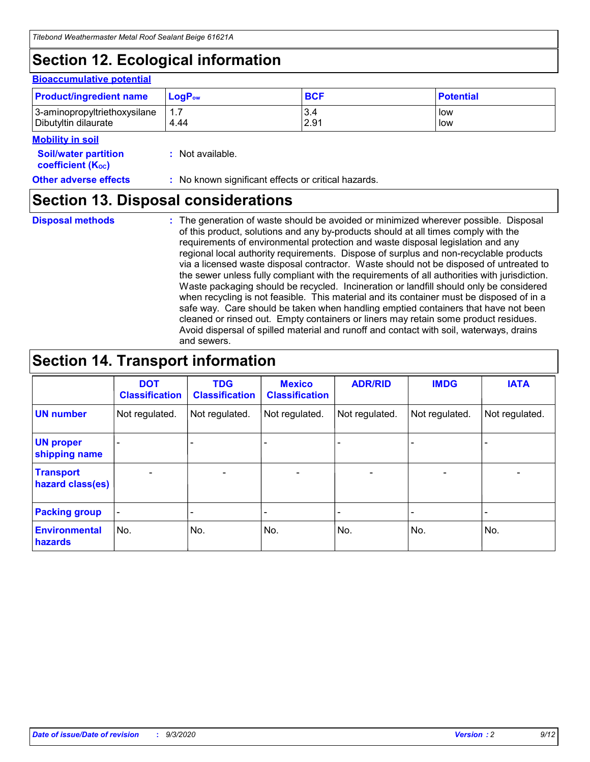## Section 12. Ecological information

### Bioaccumulative potential

| Product/ingredient name | $LogP_{ow}$ | BCF | Potential |
|---|---|---|---|
| 3-aminopropyltriethoxysilane | 1.7 | 3.4 | low |
| Dibutyltin dilaurate | 4.44 | 2.91 | low |

### Mobility in soil

**Soil/water partition coefficient ($K_{OC}$)** : Not available.

**Other adverse effects** : No known significant effects or critical hazards.

## Section 13. Disposal considerations

**Disposal methods** : The generation of waste should be avoided or minimized wherever possible. Disposal of this product, solutions and any by-products should at all times comply with the requirements of environmental protection and waste disposal legislation and any regional local authority requirements. Dispose of surplus and non-recyclable products via a licensed waste disposal contractor. Waste should not be disposed of untreated to the sewer unless fully compliant with the requirements of all authorities with jurisdiction. Waste packaging should be recycled. Incineration or landfill should only be considered when recycling is not feasible. This material and its container must be disposed of in a safe way. Care should be taken when handling emptied containers that have not been cleaned or rinsed out. Empty containers or liners may retain some product residues. Avoid dispersal of spilled material and runoff and contact with soil, waterways, drains and sewers.

## Section 14. Transport information

| | DOT Classification | TDG Classification | Mexico Classification | ADR/RID | IMDG | IATA |
|---|---|---|---|---|---|---|
| UN number | Not regulated. | Not regulated. | Not regulated. | Not regulated. | Not regulated. | Not regulated. |
| UN proper shipping name | - | - | - | - | - | - |
| Transport hazard class(es) | - | - | - | - | - | - |
| Packing group | - | - | - | - | - | - |
| Environmental hazards | No. | No. | No. | No. | No. | No. |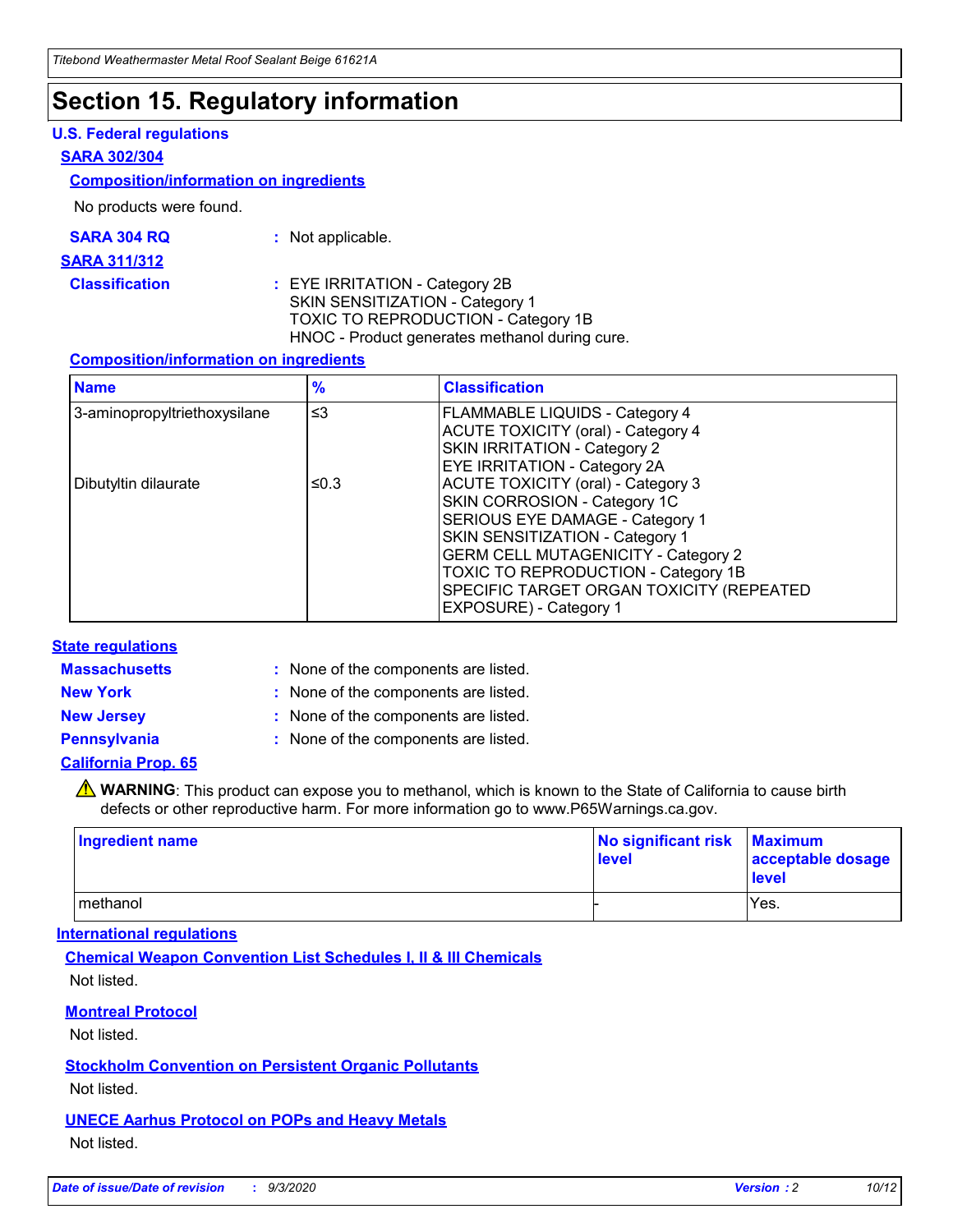# Section 15. Regulatory information

## U.S. Federal regulations

### SARA 302/304

#### Composition/information on ingredients

No products were found.

**SARA 304 RQ** : Not applicable.

### SARA 311/312

**Classification** : EYE IRRITATION - Category 2B
SKIN SENSITIZATION - Category 1
TOXIC TO REPRODUCTION - Category 1B
HNOC - Product generates methanol during cure.

#### Composition/information on ingredients

| Name | % | Classification |
|---|---|---|
| 3-aminopropyltriethoxysilane | ≤3 | FLAMMABLE LIQUIDS - Category 4<br>ACUTE TOXICITY (oral) - Category 4<br>SKIN IRRITATION - Category 2<br>EYE IRRITATION - Category 2A |
| Dibutyltin dilaurate | ≤0.3 | ACUTE TOXICITY (oral) - Category 3<br>SKIN CORROSION - Category 1C<br>SERIOUS EYE DAMAGE - Category 1<br>SKIN SENSITIZATION - Category 1<br>GERM CELL MUTAGENICITY - Category 2<br>TOXIC TO REPRODUCTION - Category 1B<br>SPECIFIC TARGET ORGAN TOXICITY (REPEATED EXPOSURE) - Category 1 |

## State regulations

**Massachusetts** : None of the components are listed.

**New York** : None of the components are listed.

**New Jersey** : None of the components are listed.

**Pennsylvania** : None of the components are listed.

### California Prop. 65

⚠ **WARNING**: This product can expose you to methanol, which is known to the State of California to cause birth defects or other reproductive harm. For more information go to www.P65Warnings.ca.gov.

| Ingredient name | No significant risk level | Maximum acceptable dosage level |
|---|---|---|
| methanol | - | Yes. |

## International regulations

### Chemical Weapon Convention List Schedules I, II & III Chemicals

Not listed.

### Montreal Protocol

Not listed.

### Stockholm Convention on Persistent Organic Pollutants

Not listed.

### UNECE Aarhus Protocol on POPs and Heavy Metals

Not listed.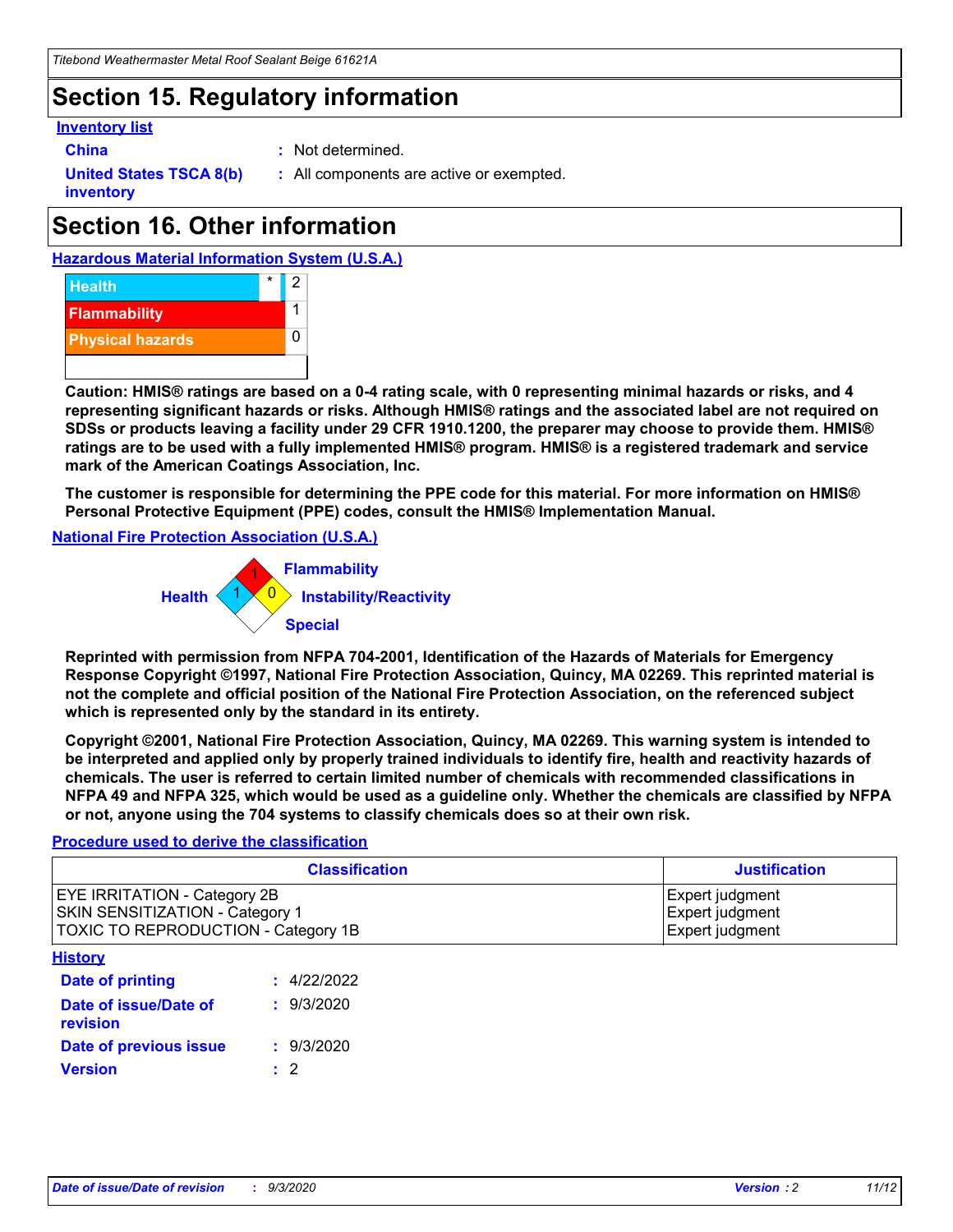## Section 15. Regulatory information

### Inventory list

**China** : Not determined.

**United States TSCA 8(b) inventory** : All components are active or exempted.

## Section 16. Other information

### Hazardous Material Information System (U.S.A.)

| | | |
|---|---|---|
| Health | * | 2 |
| Flammability | | 1 |
| Physical hazards | | 0 |

**Caution: HMIS® ratings are based on a 0-4 rating scale, with 0 representing minimal hazards or risks, and 4 representing significant hazards or risks. Although HMIS® ratings and the associated label are not required on SDSs or products leaving a facility under 29 CFR 1910.1200, the preparer may choose to provide them. HMIS® ratings are to be used with a fully implemented HMIS® program. HMIS® is a registered trademark and service mark of the American Coatings Association, Inc.**

**The customer is responsible for determining the PPE code for this material. For more information on HMIS® Personal Protective Equipment (PPE) codes, consult the HMIS® Implementation Manual.**

### National Fire Protection Association (U.S.A.)

Flammability: 1
Health: 1
Instability/Reactivity: 0
Special:

**Reprinted with permission from NFPA 704-2001, Identification of the Hazards of Materials for Emergency Response Copyright ©1997, National Fire Protection Association, Quincy, MA 02269. This reprinted material is not the complete and official position of the National Fire Protection Association, on the referenced subject which is represented only by the standard in its entirety.**

**Copyright ©2001, National Fire Protection Association, Quincy, MA 02269. This warning system is intended to be interpreted and applied only by properly trained individuals to identify fire, health and reactivity hazards of chemicals. The user is referred to certain limited number of chemicals with recommended classifications in NFPA 49 and NFPA 325, which would be used as a guideline only. Whether the chemicals are classified by NFPA or not, anyone using the 704 systems to classify chemicals does so at their own risk.**

### Procedure used to derive the classification

| Classification | Justification |
|---|---|
| EYE IRRITATION - Category 2B<br>SKIN SENSITIZATION - Category 1<br>TOXIC TO REPRODUCTION - Category 1B | Expert judgment<br>Expert judgment<br>Expert judgment |

### History

**Date of printing** : 4/22/2022

**Date of issue/Date of revision** : 9/3/2020

**Date of previous issue** : 9/3/2020

**Version** : 2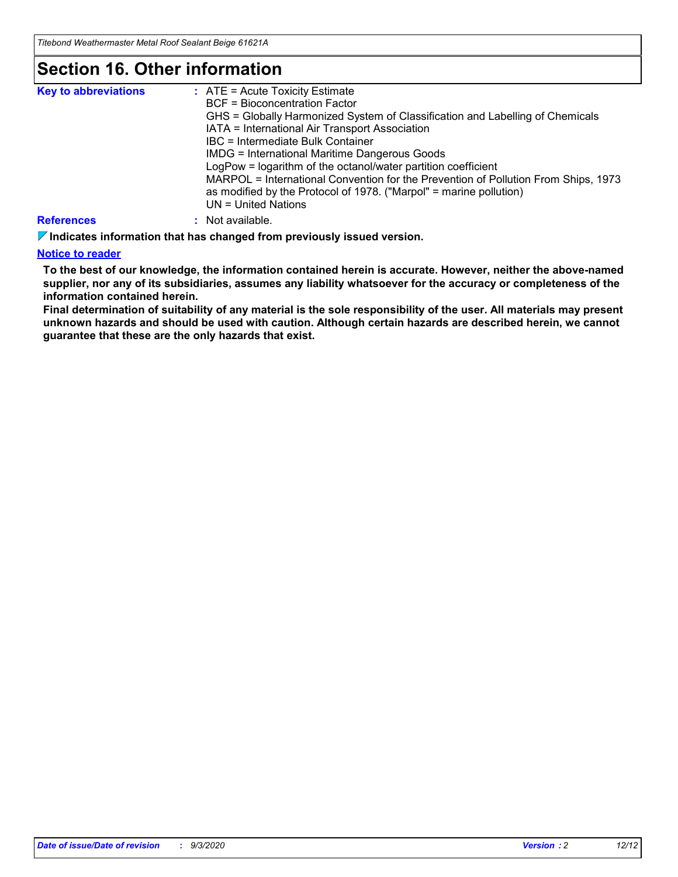# Section 16. Other information

**Key to abbreviations** : ATE = Acute Toxicity Estimate
BCF = Bioconcentration Factor
GHS = Globally Harmonized System of Classification and Labelling of Chemicals
IATA = International Air Transport Association
IBC = Intermediate Bulk Container
IMDG = International Maritime Dangerous Goods
LogPow = logarithm of the octanol/water partition coefficient
MARPOL = International Convention for the Prevention of Pollution From Ships, 1973 as modified by the Protocol of 1978. ("Marpol" = marine pollution)
UN = United Nations

**References** : Not available.

**Indicates information that has changed from previously issued version.**

**Notice to reader**

**To the best of our knowledge, the information contained herein is accurate. However, neither the above-named supplier, nor any of its subsidiaries, assumes any liability whatsoever for the accuracy or completeness of the information contained herein.**

**Final determination of suitability of any material is the sole responsibility of the user. All materials may present unknown hazards and should be used with caution. Although certain hazards are described herein, we cannot guarantee that these are the only hazards that exist.**